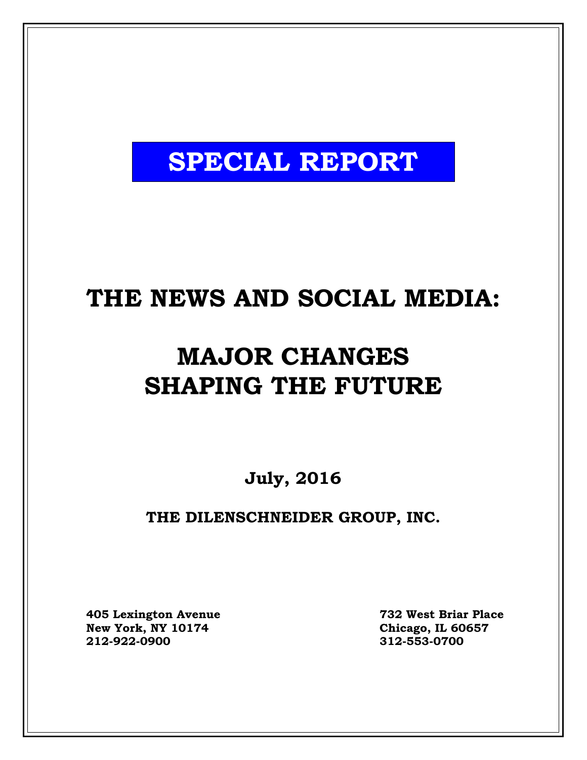**SPECIAL REPORT**

# THE NEWS AND SOCIAL MEDIA:

# MAJOR CHANGES SHAPING THE FUTURE

**July, 2016**

**THE DILENSCHNEIDER GROUP, INC.**

**405 Lexington Avenue**
**New York, NY 10174**
**212-922-0900**

**732 West Briar Place**
**Chicago, IL 60657**
**312-553-0700**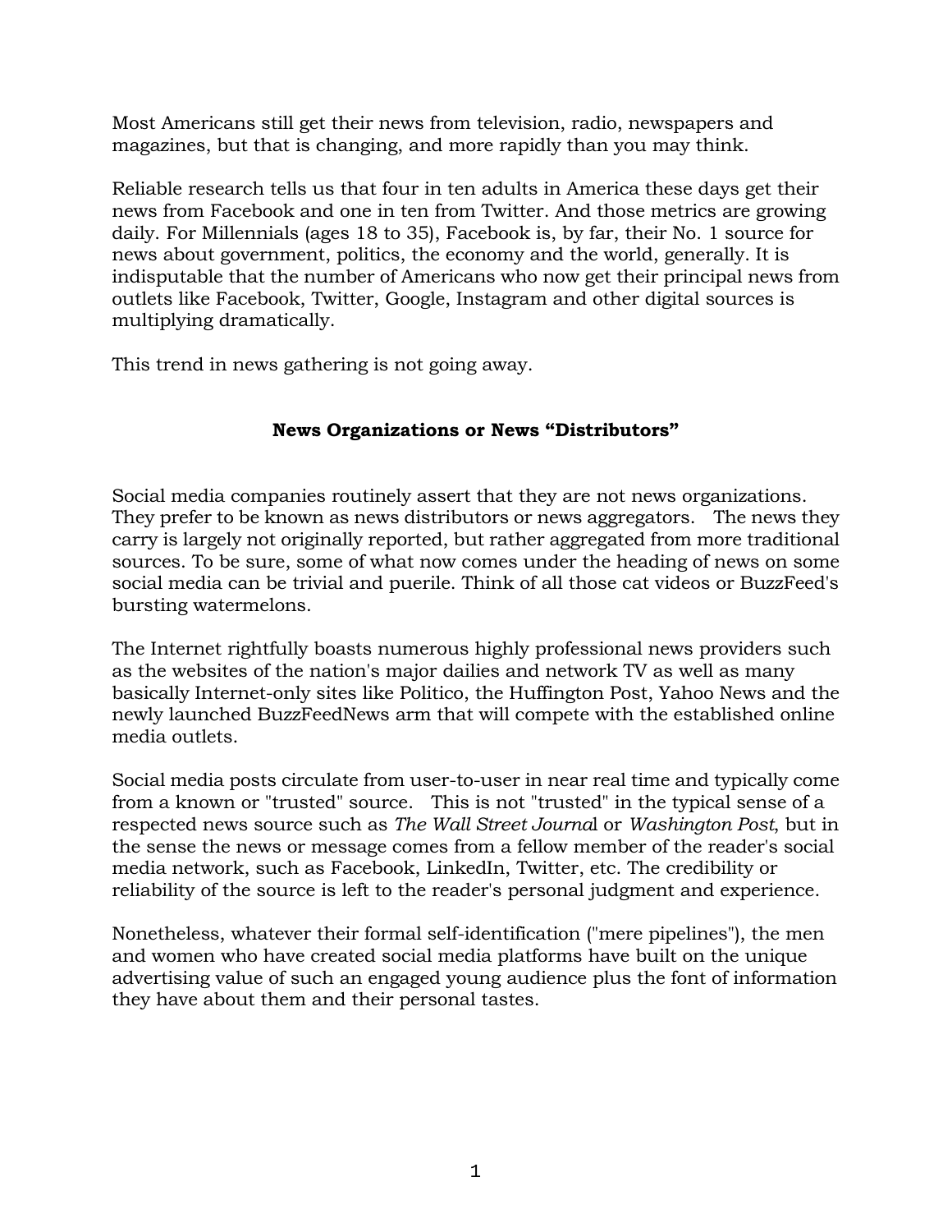Most Americans still get their news from television, radio, newspapers and magazines, but that is changing, and more rapidly than you may think.

Reliable research tells us that four in ten adults in America these days get their news from Facebook and one in ten from Twitter. And those metrics are growing daily. For Millennials (ages 18 to 35), Facebook is, by far, their No. 1 source for news about government, politics, the economy and the world, generally. It is indisputable that the number of Americans who now get their principal news from outlets like Facebook, Twitter, Google, Instagram and other digital sources is multiplying dramatically.

This trend in news gathering is not going away.

## News Organizations or News "Distributors"

Social media companies routinely assert that they are not news organizations. They prefer to be known as news distributors or news aggregators. The news they carry is largely not originally reported, but rather aggregated from more traditional sources. To be sure, some of what now comes under the heading of news on some social media can be trivial and puerile. Think of all those cat videos or BuzzFeed's bursting watermelons.

The Internet rightfully boasts numerous highly professional news providers such as the websites of the nation's major dailies and network TV as well as many basically Internet-only sites like Politico, the Huffington Post, Yahoo News and the newly launched BuzzFeedNews arm that will compete with the established online media outlets.

Social media posts circulate from user-to-user in near real time and typically come from a known or "trusted" source. This is not "trusted" in the typical sense of a respected news source such as *The Wall Street Journal* or *Washington Post*, but in the sense the news or message comes from a fellow member of the reader's social media network, such as Facebook, LinkedIn, Twitter, etc. The credibility or reliability of the source is left to the reader's personal judgment and experience.

Nonetheless, whatever their formal self-identification ("mere pipelines"), the men and women who have created social media platforms have built on the unique advertising value of such an engaged young audience plus the font of information they have about them and their personal tastes.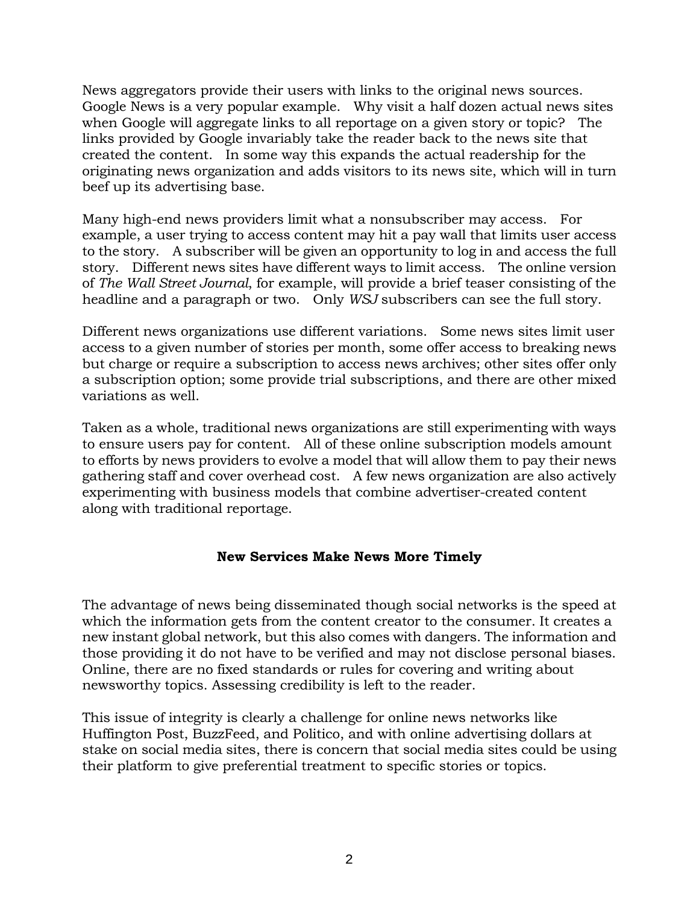News aggregators provide their users with links to the original news sources. Google News is a very popular example. Why visit a half dozen actual news sites when Google will aggregate links to all reportage on a given story or topic? The links provided by Google invariably take the reader back to the news site that created the content. In some way this expands the actual readership for the originating news organization and adds visitors to its news site, which will in turn beef up its advertising base.

Many high-end news providers limit what a nonsubscriber may access. For example, a user trying to access content may hit a pay wall that limits user access to the story. A subscriber will be given an opportunity to log in and access the full story. Different news sites have different ways to limit access. The online version of *The Wall Street Journal*, for example, will provide a brief teaser consisting of the headline and a paragraph or two. Only *WSJ* subscribers can see the full story.

Different news organizations use different variations. Some news sites limit user access to a given number of stories per month, some offer access to breaking news but charge or require a subscription to access news archives; other sites offer only a subscription option; some provide trial subscriptions, and there are other mixed variations as well.

Taken as a whole, traditional news organizations are still experimenting with ways to ensure users pay for content. All of these online subscription models amount to efforts by news providers to evolve a model that will allow them to pay their news gathering staff and cover overhead cost. A few news organization are also actively experimenting with business models that combine advertiser-created content along with traditional reportage.

## New Services Make News More Timely

The advantage of news being disseminated though social networks is the speed at which the information gets from the content creator to the consumer. It creates a new instant global network, but this also comes with dangers. The information and those providing it do not have to be verified and may not disclose personal biases. Online, there are no fixed standards or rules for covering and writing about newsworthy topics. Assessing credibility is left to the reader.

This issue of integrity is clearly a challenge for online news networks like Huffington Post, BuzzFeed, and Politico, and with online advertising dollars at stake on social media sites, there is concern that social media sites could be using their platform to give preferential treatment to specific stories or topics.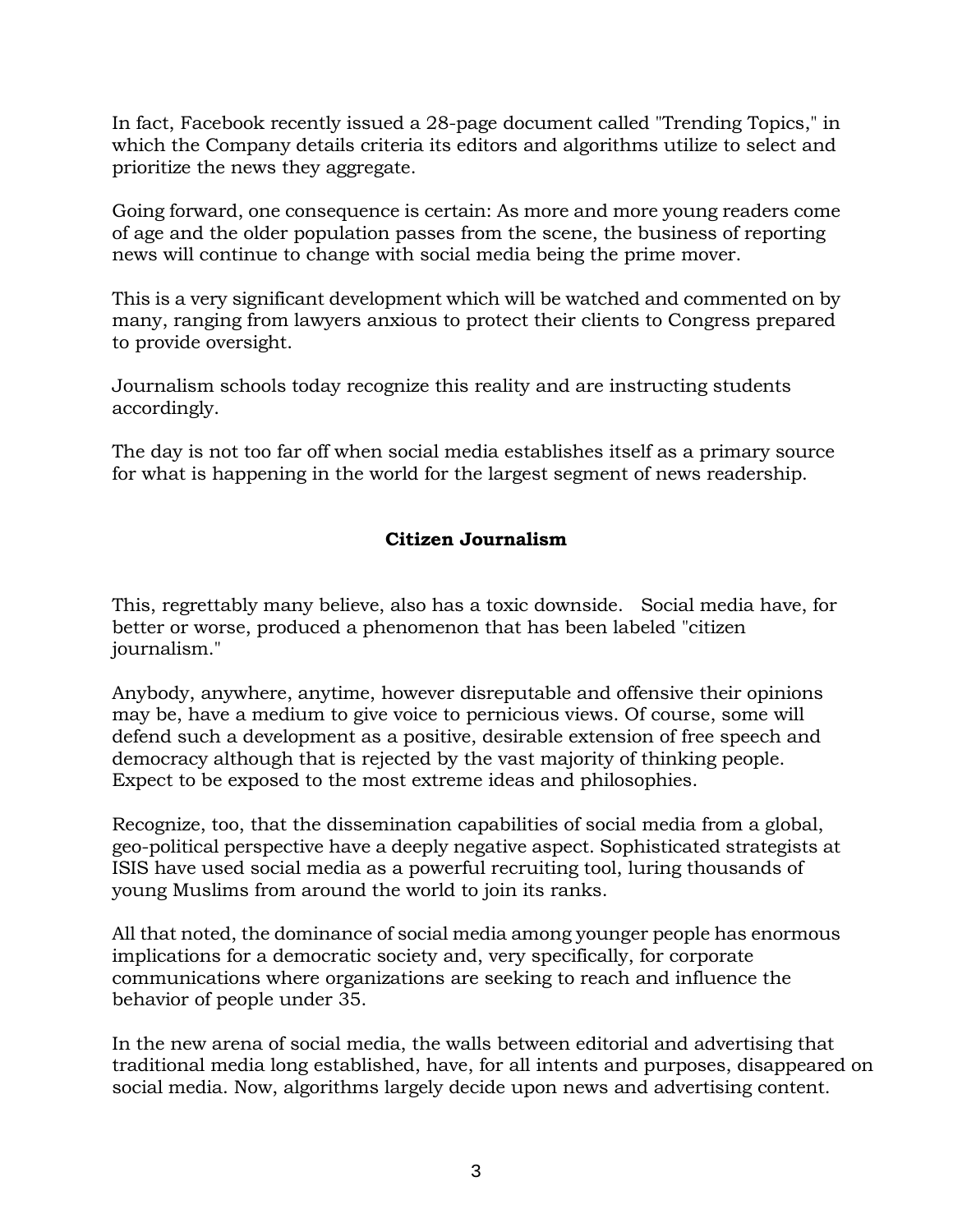In fact, Facebook recently issued a 28-page document called "Trending Topics," in which the Company details criteria its editors and algorithms utilize to select and prioritize the news they aggregate.

Going forward, one consequence is certain: As more and more young readers come of age and the older population passes from the scene, the business of reporting news will continue to change with social media being the prime mover.

This is a very significant development which will be watched and commented on by many, ranging from lawyers anxious to protect their clients to Congress prepared to provide oversight.

Journalism schools today recognize this reality and are instructing students accordingly.

The day is not too far off when social media establishes itself as a primary source for what is happening in the world for the largest segment of news readership.

## Citizen Journalism

This, regrettably many believe, also has a toxic downside. Social media have, for better or worse, produced a phenomenon that has been labeled "citizen journalism."

Anybody, anywhere, anytime, however disreputable and offensive their opinions may be, have a medium to give voice to pernicious views. Of course, some will defend such a development as a positive, desirable extension of free speech and democracy although that is rejected by the vast majority of thinking people. Expect to be exposed to the most extreme ideas and philosophies.

Recognize, too, that the dissemination capabilities of social media from a global, geo-political perspective have a deeply negative aspect. Sophisticated strategists at ISIS have used social media as a powerful recruiting tool, luring thousands of young Muslims from around the world to join its ranks.

All that noted, the dominance of social media among younger people has enormous implications for a democratic society and, very specifically, for corporate communications where organizations are seeking to reach and influence the behavior of people under 35.

In the new arena of social media, the walls between editorial and advertising that traditional media long established, have, for all intents and purposes, disappeared on social media. Now, algorithms largely decide upon news and advertising content.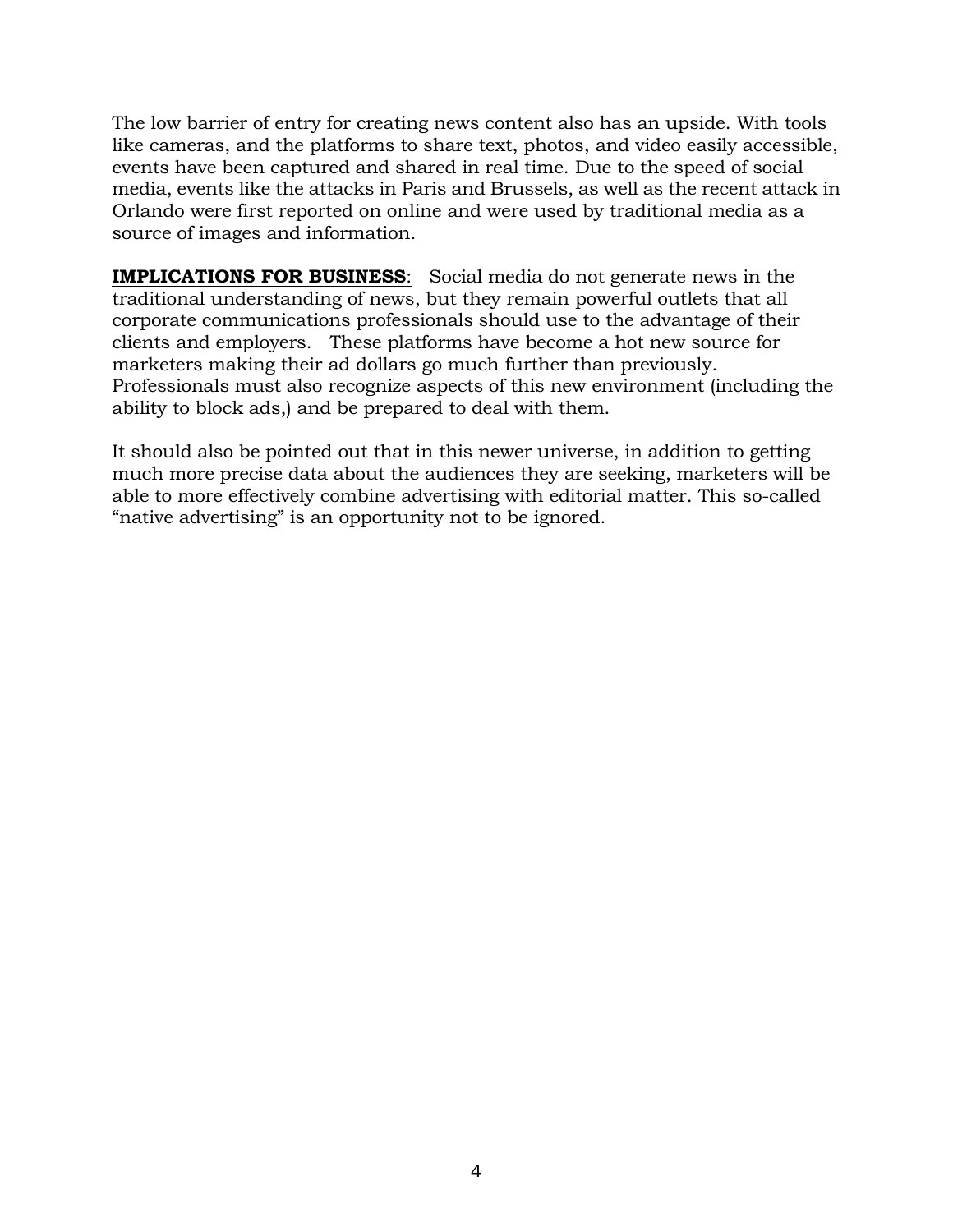The low barrier of entry for creating news content also has an upside. With tools like cameras, and the platforms to share text, photos, and video easily accessible, events have been captured and shared in real time. Due to the speed of social media, events like the attacks in Paris and Brussels, as well as the recent attack in Orlando were first reported on online and were used by traditional media as a source of images and information.

**IMPLICATIONS FOR BUSINESS**: Social media do not generate news in the traditional understanding of news, but they remain powerful outlets that all corporate communications professionals should use to the advantage of their clients and employers. These platforms have become a hot new source for marketers making their ad dollars go much further than previously. Professionals must also recognize aspects of this new environment (including the ability to block ads,) and be prepared to deal with them.

It should also be pointed out that in this newer universe, in addition to getting much more precise data about the audiences they are seeking, marketers will be able to more effectively combine advertising with editorial matter. This so-called "native advertising" is an opportunity not to be ignored.